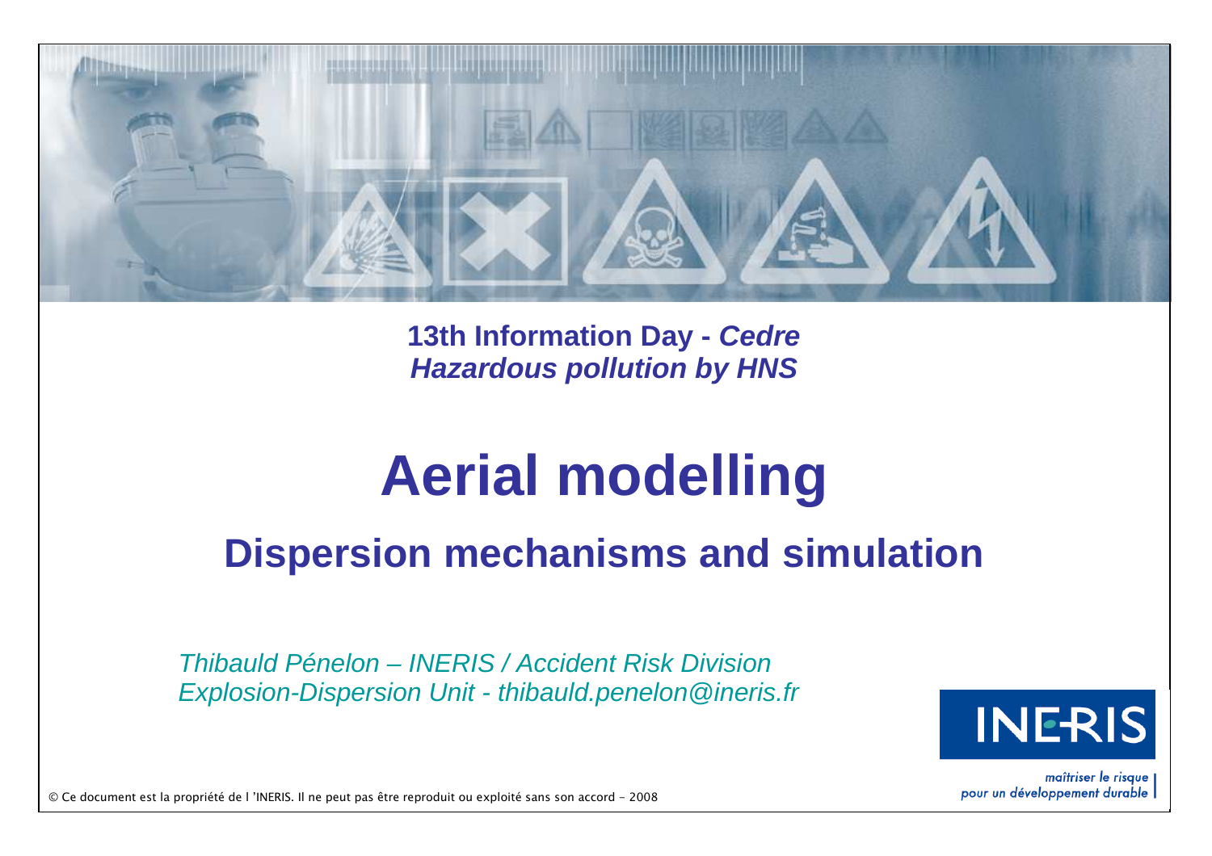**13th Information Day - *Cedre***
***Hazardous pollution by HNS***

# Aerial modelling

## Dispersion mechanisms and simulation

*Thibauld Pénelon – INERIS / Accident Risk Division*
*Explosion-Dispersion Unit - thibauld.penelon@ineris.fr*

INERIS

*maîtriser le risque pour un développement durable*

© Ce document est la propriété de l 'INERIS. Il ne peut pas être reproduit ou exploité sans son accord - 2008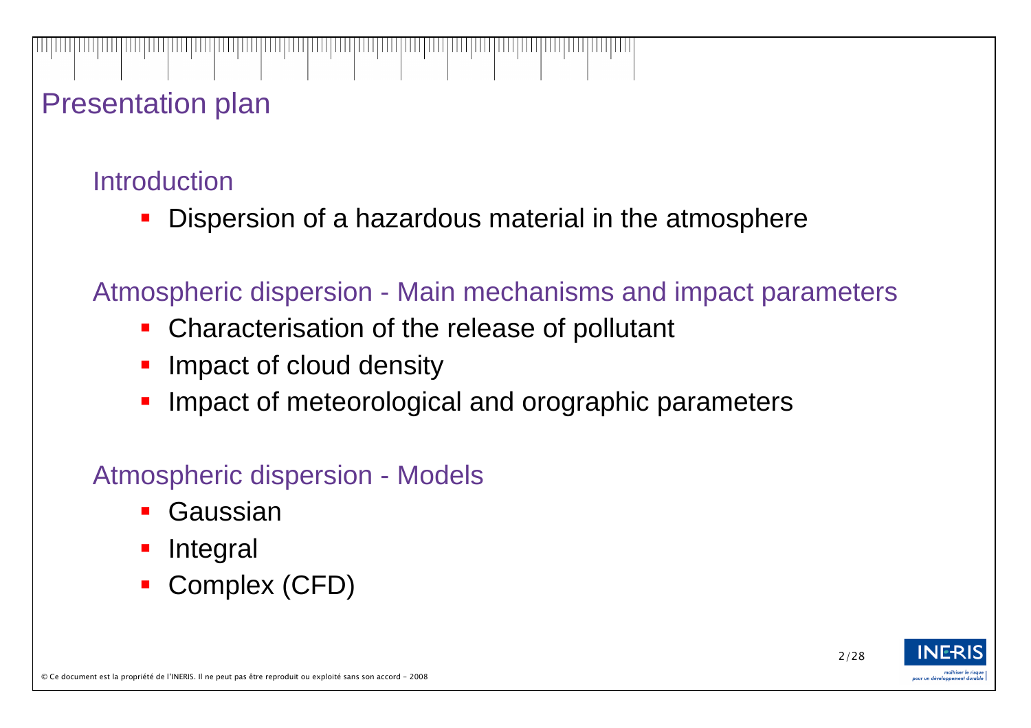# Presentation plan

## Introduction

- Dispersion of a hazardous material in the atmosphere

## Atmospheric dispersion - Main mechanisms and impact parameters

- Characterisation of the release of pollutant
- Impact of cloud density
- Impact of meteorological and orographic parameters

## Atmospheric dispersion - Models

- Gaussian
- Integral
- Complex (CFD)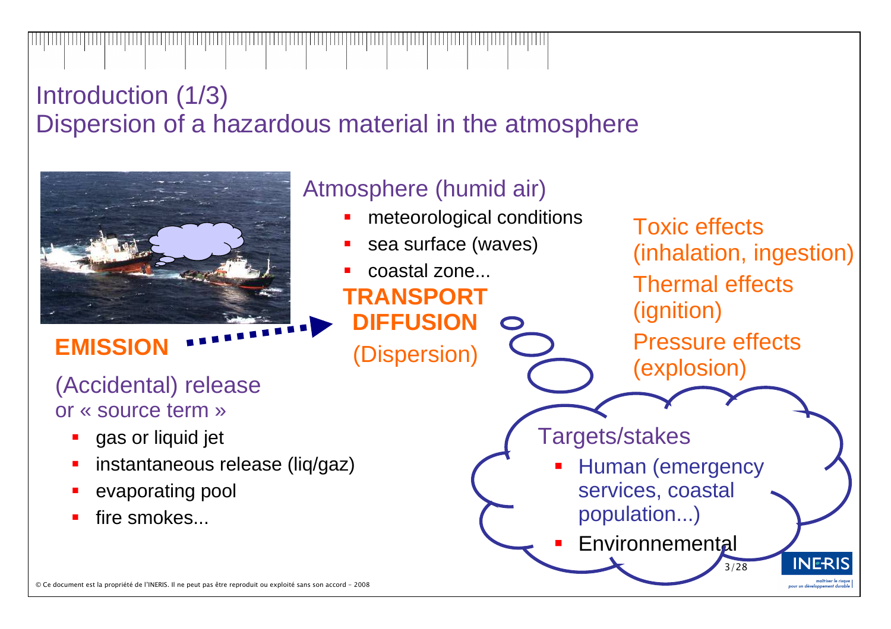# Introduction (1/3)
## Dispersion of a hazardous material in the atmosphere

**EMISSION**

(Accidental) release
or « source term »

- gas or liquid jet
- instantaneous release (liq/gaz)
- evaporating pool
- fire smokes...

Atmosphere (humid air)

- meteorological conditions
- sea surface (waves)
- coastal zone...

**TRANSPORT**
**DIFFUSION**
(Dispersion)

Toxic effects (inhalation, ingestion)

Thermal effects (ignition)

Pressure effects (explosion)

Targets/stakes

- Human (emergency services, coastal population...)
- Environnemental

© Ce document est la propriété de l'INERIS. Il ne peut pas être reproduit ou exploité sans son accord - 2008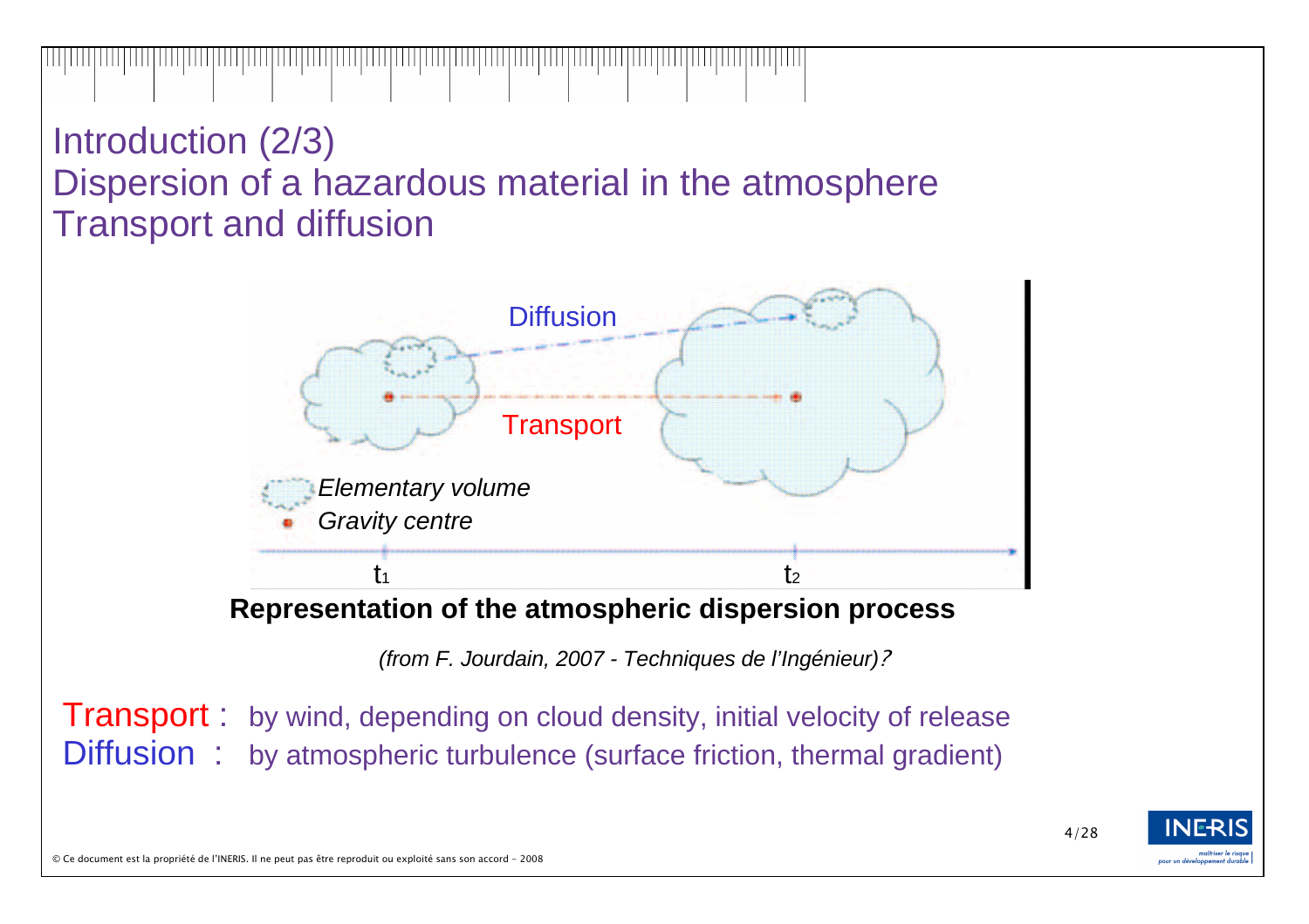# Introduction (2/3)
# Dispersion of a hazardous material in the atmosphere
# Transport and diffusion

Diffusion

Transport

*Elementary volume*

*Gravity centre*

$t_1$ $t_2$

**Representation of the atmospheric dispersion process**

*(from F. Jourdain, 2007 - Techniques de l'Ingénieur)?*

Transport : by wind, depending on cloud density, initial velocity of release

Diffusion : by atmospheric turbulence (surface friction, thermal gradient)

© Ce document est la propriété de l'INERIS. Il ne peut pas être reproduit ou exploité sans son accord - 2008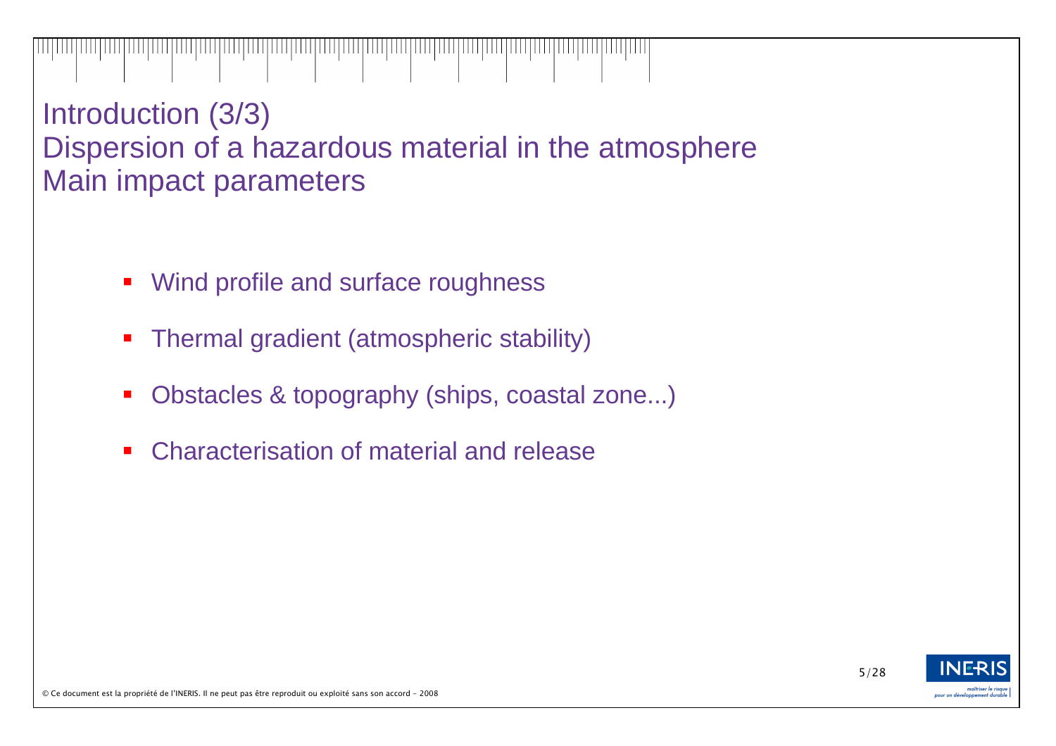# Introduction (3/3)
## Dispersion of a hazardous material in the atmosphere
## Main impact parameters

- Wind profile and surface roughness
- Thermal gradient (atmospheric stability)
- Obstacles & topography (ships, coastal zone...)
- Characterisation of material and release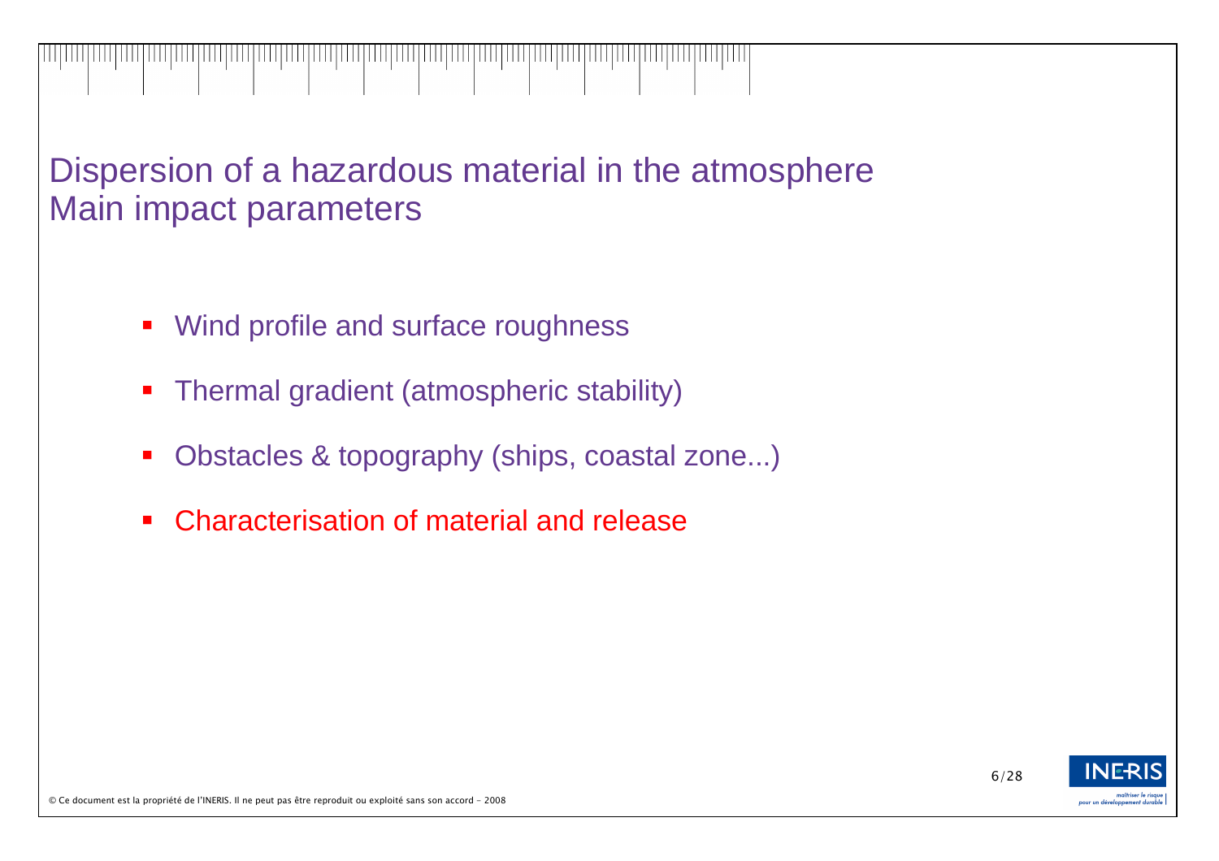# Dispersion of a hazardous material in the atmosphere
# Main impact parameters

- Wind profile and surface roughness
- Thermal gradient (atmospheric stability)
- Obstacles & topography (ships, coastal zone...)
- Characterisation of material and release

© Ce document est la propriété de l'INERIS. Il ne peut pas être reproduit ou exploité sans son accord - 2008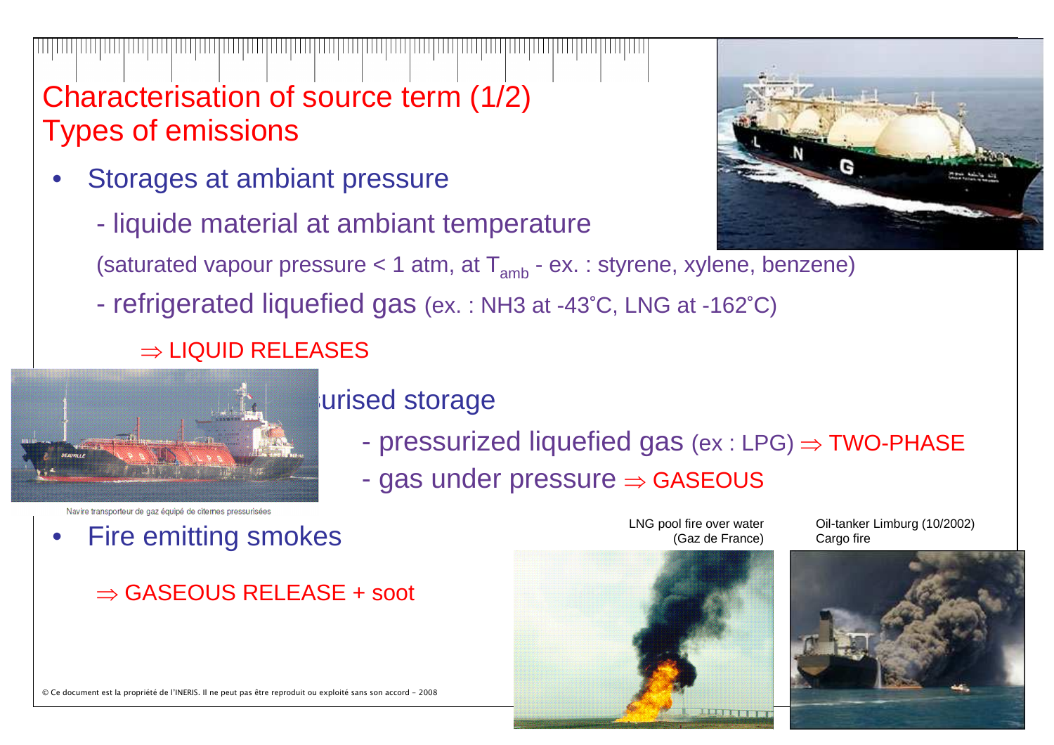# Characterisation of source term (1/2)
## Types of emissions

- Storages at ambiant pressure
  - liquide material at ambiant temperature

    (saturated vapour pressure < 1 atm, at $T_{amb}$ - ex. : styrene, xylene, benzene)
  - refrigerated liquefied gas (ex. : $NH_3$ at -43°C, LNG at -162°C)

    ⇒ LIQUID RELEASES

- urised storage
  - pressurized liquefied gas (ex : LPG) ⇒ TWO-PHASE
  - gas under pressure ⇒ GASEOUS

Navire transporteur de gaz équipé de citernes pressurisées

- Fire emitting smokes

  ⇒ GASEOUS RELEASE + soot

LNG pool fire over water (Gaz de France)

Oil-tanker Limburg (10/2002) Cargo fire

© Ce document est la propriété de l'INERIS. Il ne peut pas être reproduit ou exploité sans son accord - 2008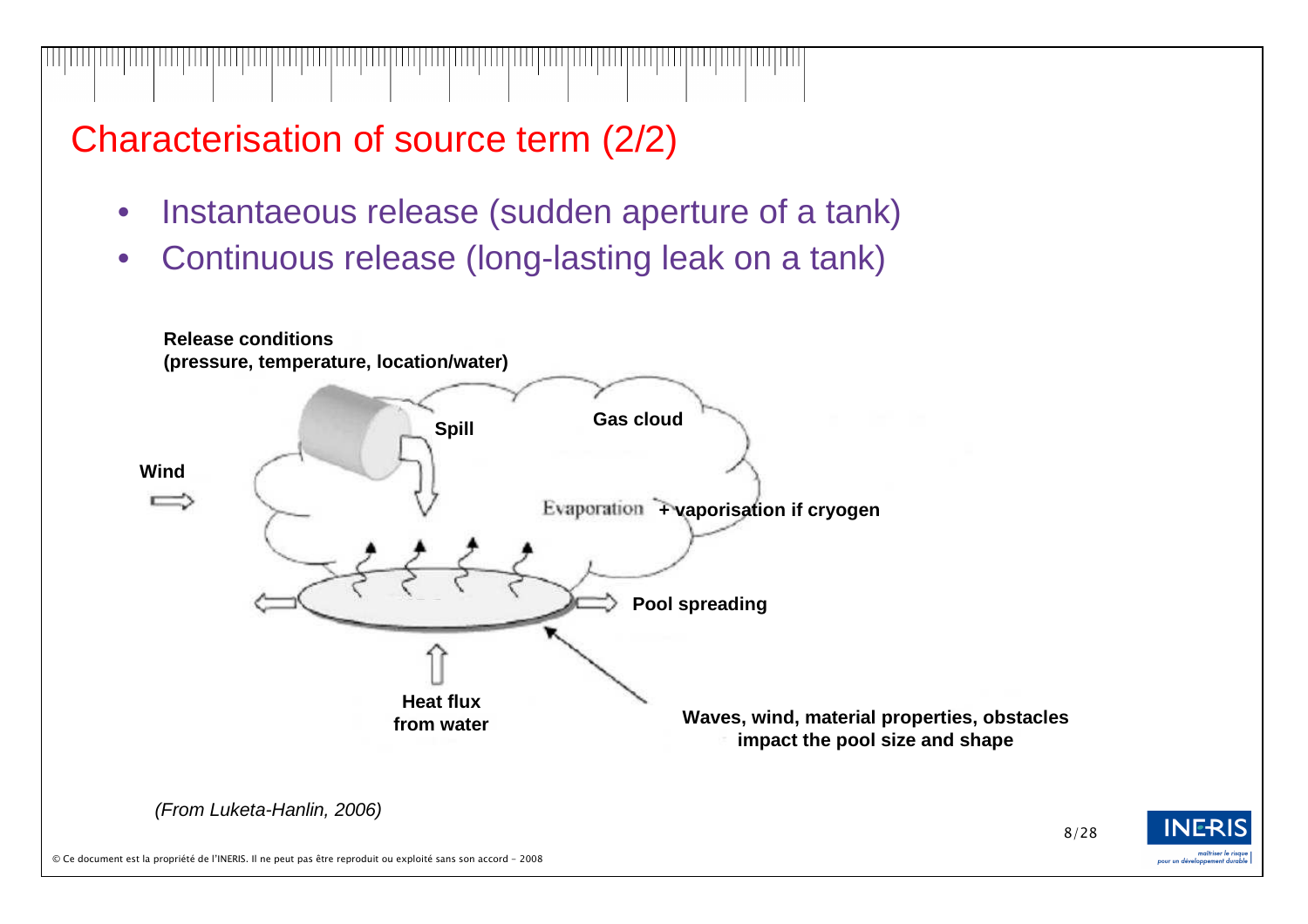## Characterisation of source term (2/2)

- Instantaeous release (sudden aperture of a tank)
- Continuous release (long-lasting leak on a tank)

**Release conditions (pressure, temperature, location/water)**

**Spill**

**Gas cloud**

**Wind**

Evaporation **+ vaporisation if cryogen**

**Pool spreading**

**Heat flux from water**

**Waves, wind, material properties, obstacles impact the pool size and shape**

*(From Luketa-Hanlin, 2006)*

© Ce document est la propriété de l'INERIS. Il ne peut pas être reproduit ou exploité sans son accord - 2008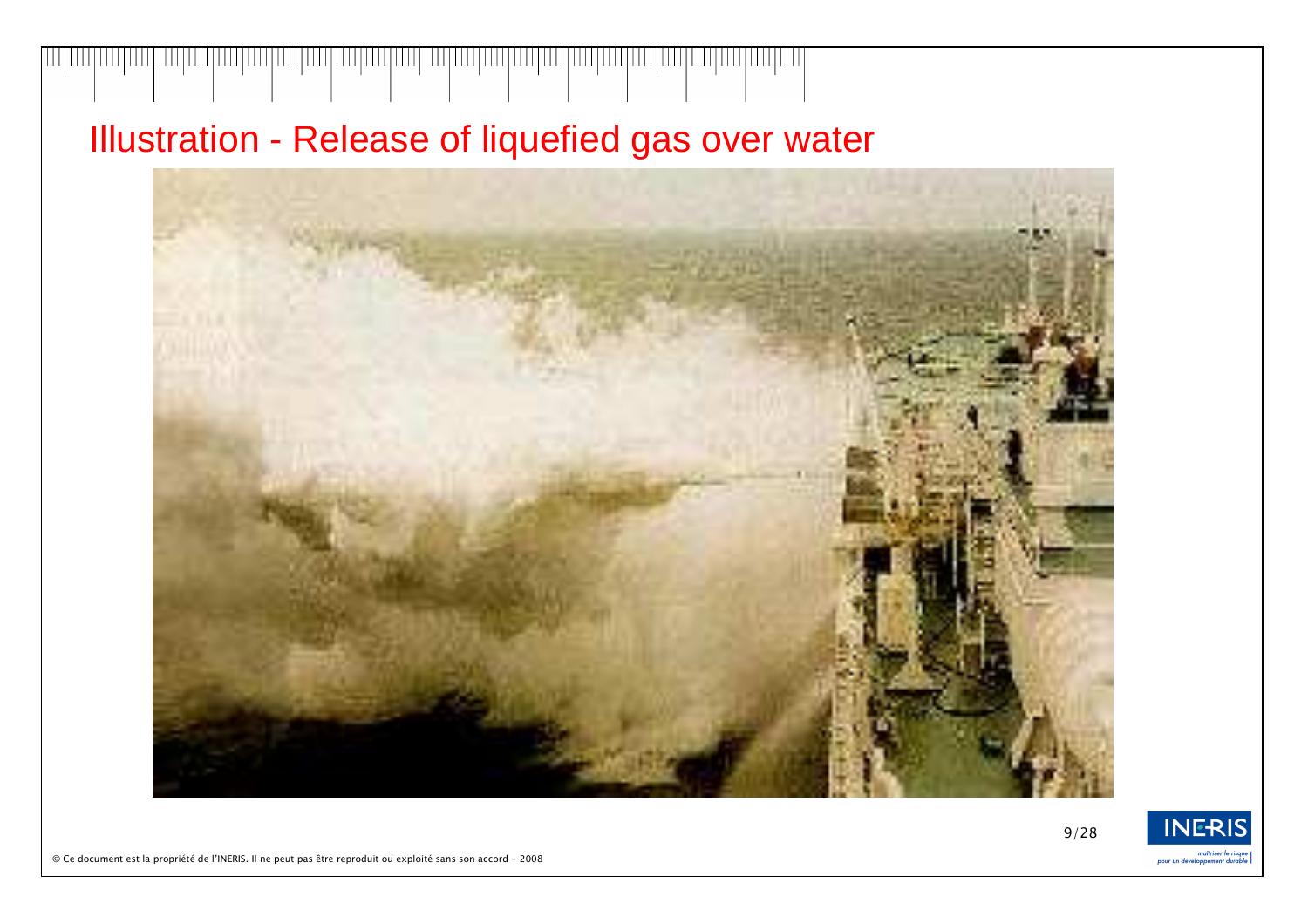# Illustration - Release of liquefied gas over water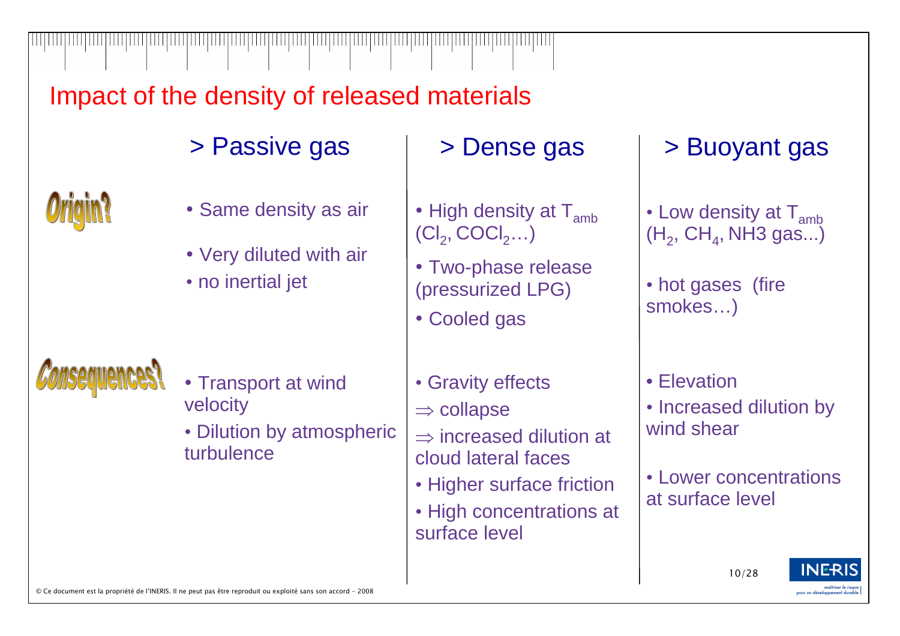# Impact of the density of released materials

| | > Passive gas | > Dense gas | > Buoyant gas |
|---|---|---|---|
| **Origin?** | • Same density as air<br>• Very diluted with air<br>• no inertial jet | • High density at $T_{amb}$ ($Cl_2$, $COCl_2$…)<br>• Two-phase release (pressurized LPG)<br>• Cooled gas | • Low density at $T_{amb}$ ($H_2$, $CH_4$, NH3 gas...)<br>• hot gases (fire smokes…) |
| **Consequences?** | • Transport at wind velocity<br>• Dilution by atmospheric turbulence | • Gravity effects<br>$\Rightarrow$ collapse<br>$\Rightarrow$ increased dilution at cloud lateral faces<br>• Higher surface friction<br>• High concentrations at surface level | • Elevation<br>• Increased dilution by wind shear<br>• Lower concentrations at surface level |

© Ce document est la propriété de l'INERIS. Il ne peut pas être reproduit ou exploité sans son accord - 2008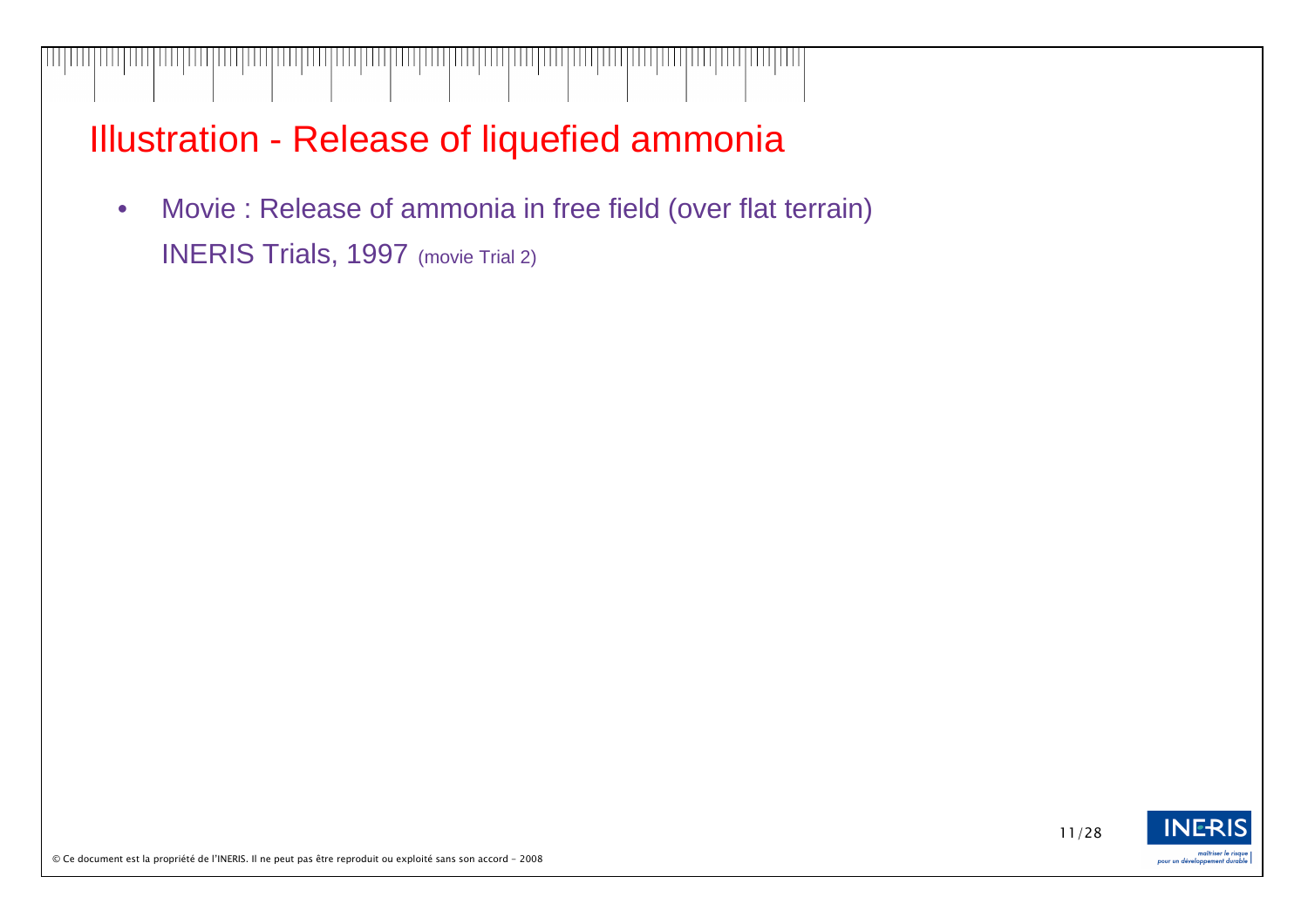# Illustration - Release of liquefied ammonia

- Movie : Release of ammonia in free field (over flat terrain)
  INERIS Trials, 1997 (movie Trial 2)

© Ce document est la propriété de l'INERIS. Il ne peut pas être reproduit ou exploité sans son accord - 2008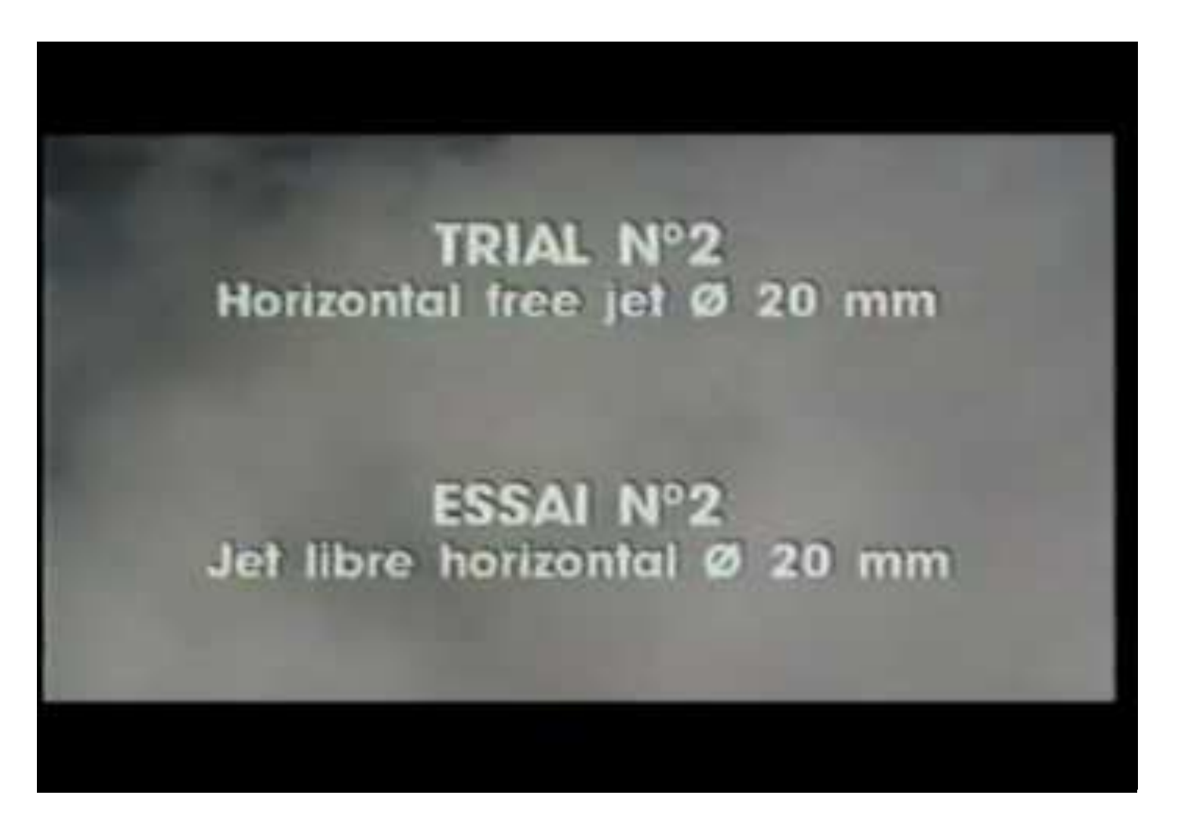**TRIAL N°2**

Horizontal free jet Ø 20 mm

**ESSAI N°2**

Jet libre horizontal Ø 20 mm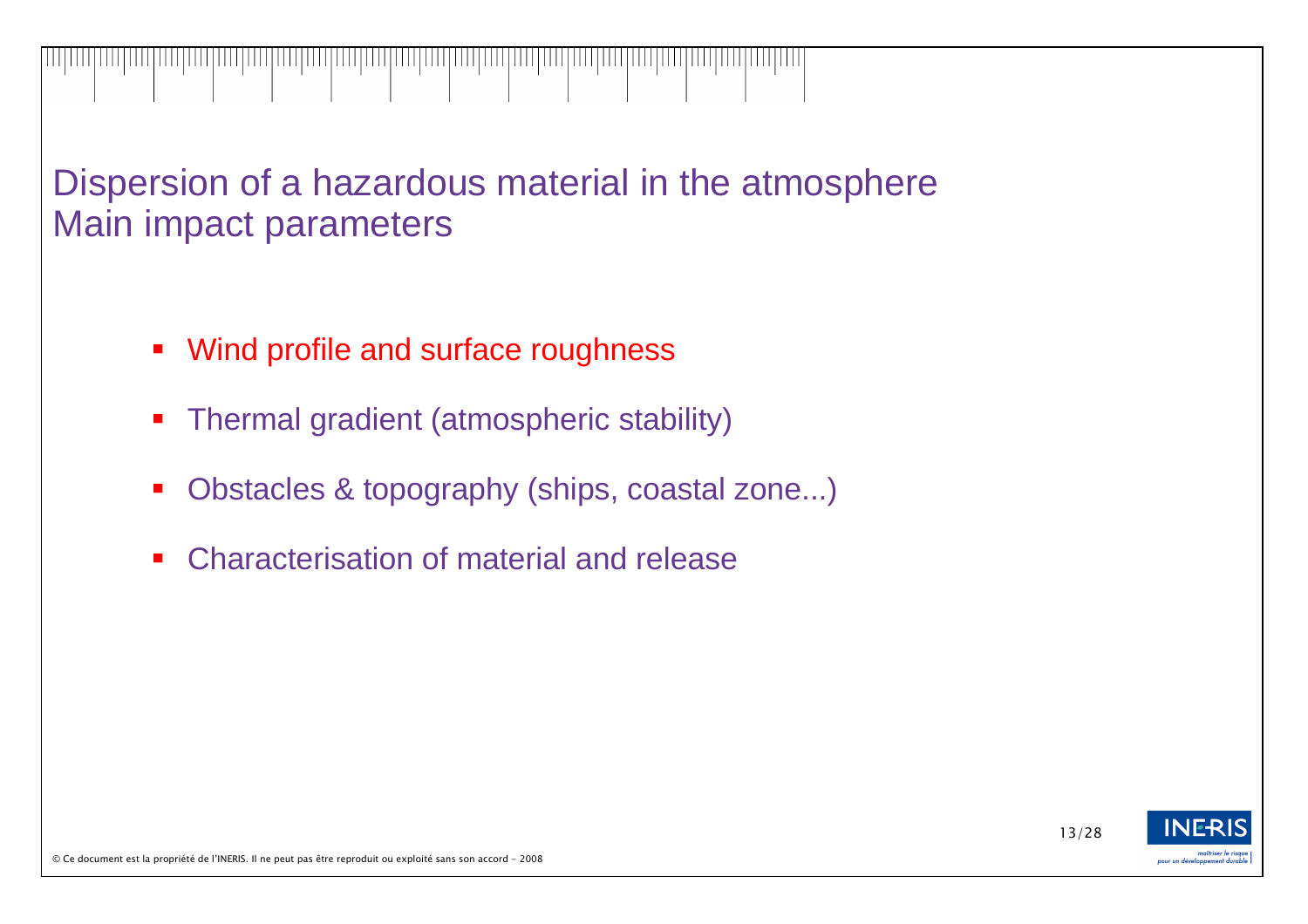# Dispersion of a hazardous material in the atmosphere
# Main impact parameters

- Wind profile and surface roughness
- Thermal gradient (atmospheric stability)
- Obstacles & topography (ships, coastal zone...)
- Characterisation of material and release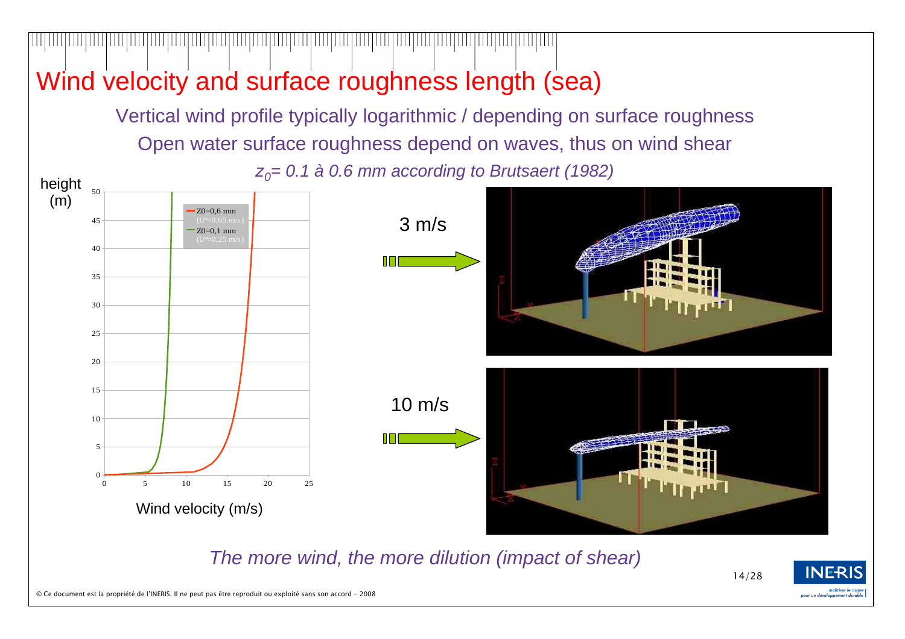# Wind velocity and surface roughness length (sea)

Vertical wind profile typically logarithmic / depending on surface roughness

Open water surface roughness depend on waves, thus on wind shear

*$z_0$= 0.1 à 0.6 mm according to Brutsaert (1982)*

height (m)

Z0=0,6 mm (U*=0,65 m/s)

Z0=0,1 mm (U*=0,25 m/s)

Wind velocity (m/s)

3 m/s

10 m/s

*The more wind, the more dilution (impact of shear)*

© Ce document est la propriété de l'INERIS. Il ne peut pas être reproduit ou exploité sans son accord - 2008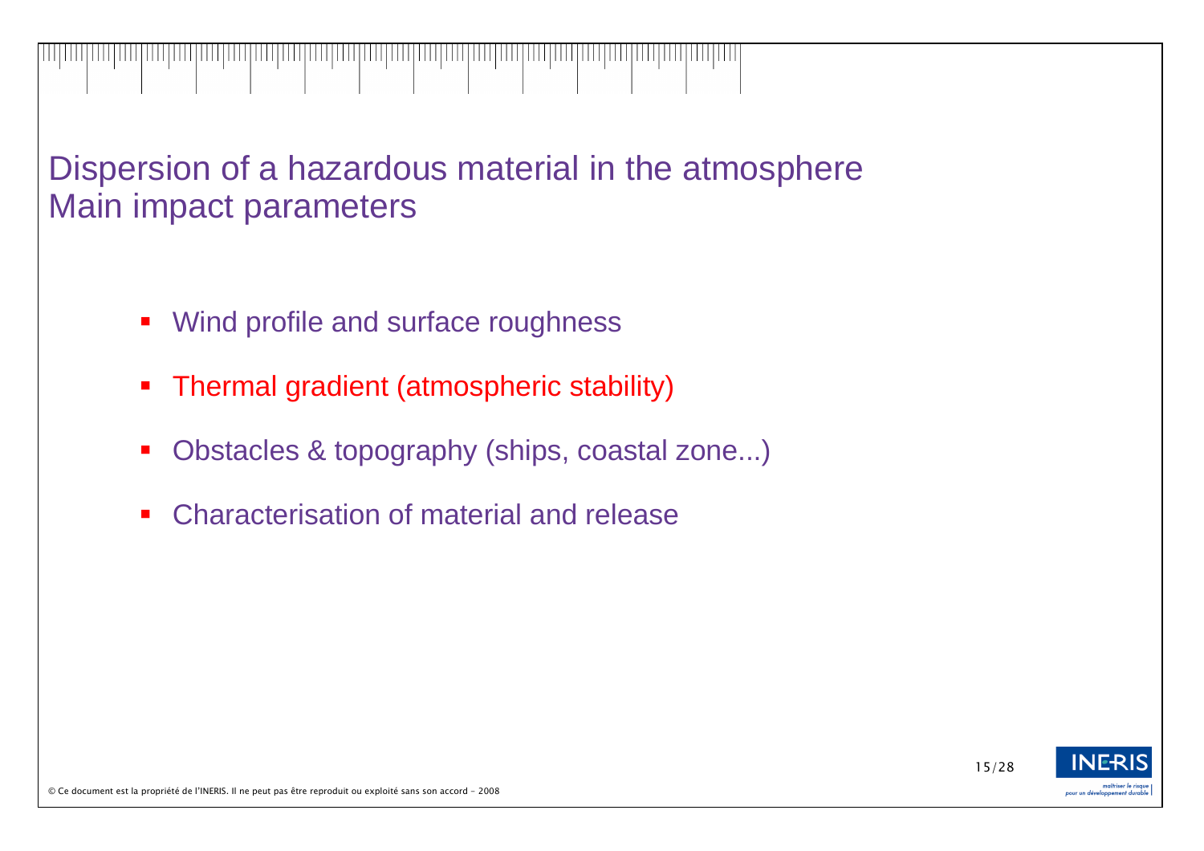# Dispersion of a hazardous material in the atmosphere
# Main impact parameters

- Wind profile and surface roughness
- Thermal gradient (atmospheric stability)
- Obstacles & topography (ships, coastal zone...)
- Characterisation of material and release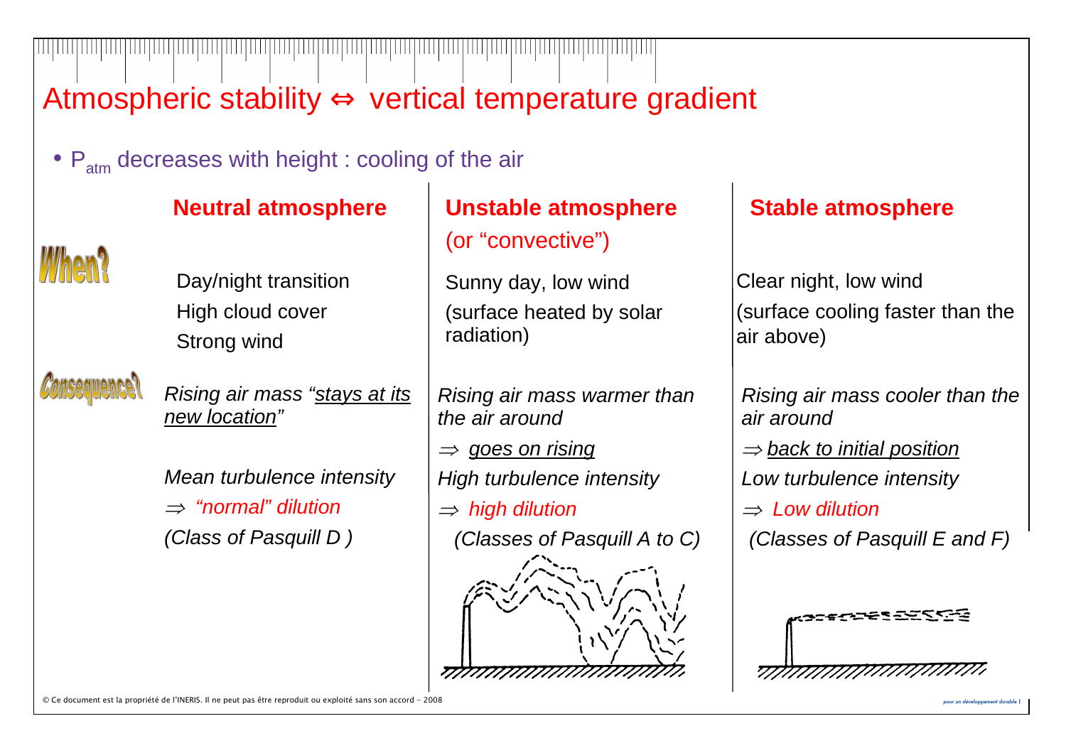# Atmospheric stability ⇔ vertical temperature gradient

- $P_{atm}$ decreases with height : cooling of the air

| | Neutral atmosphere | Unstable atmosphere (or "convective") | Stable atmosphere |
|---|---|---|---|
| When? | Day/night transition<br>High cloud cover<br>Strong wind | Sunny day, low wind<br>(surface heated by solar radiation) | Clear night, low wind<br>(surface cooling faster than the air above) |
| Consequence? | *Rising air mass "stays at its new location"*<br><br>*Mean turbulence intensity*<br>*⇒ "normal" dilution*<br>*(Class of Pasquill D )* | *Rising air mass warmer than the air around*<br>*⇒ goes on rising*<br>*High turbulence intensity*<br>*⇒ high dilution*<br>*(Classes of Pasquill A to C)* | *Rising air mass cooler than the air around*<br>*⇒ back to initial position*<br>*Low turbulence intensity*<br>*⇒ Low dilution*<br>*(Classes of Pasquill E and F)* |

© Ce document est la propriété de l'INERIS. Il ne peut pas être reproduit ou exploité sans son accord - 2008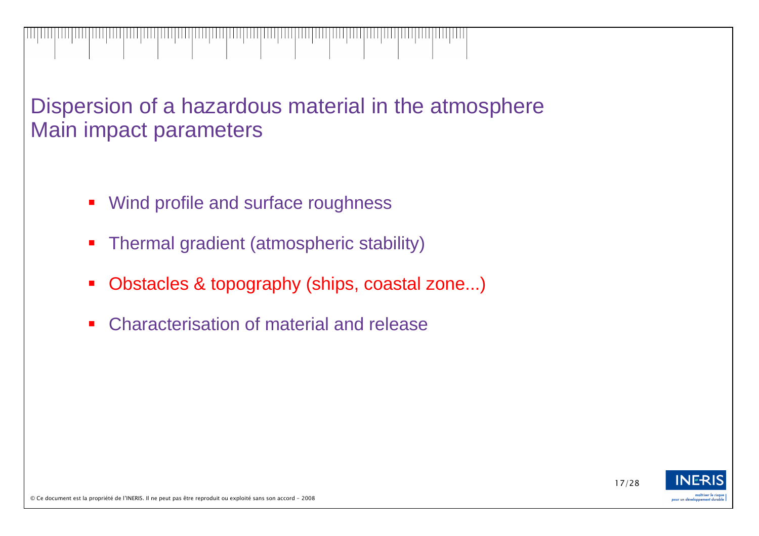## Dispersion of a hazardous material in the atmosphere
## Main impact parameters

- Wind profile and surface roughness
- Thermal gradient (atmospheric stability)
- Obstacles & topography (ships, coastal zone...)
- Characterisation of material and release

© Ce document est la propriété de l'INERIS. Il ne peut pas être reproduit ou exploité sans son accord - 2008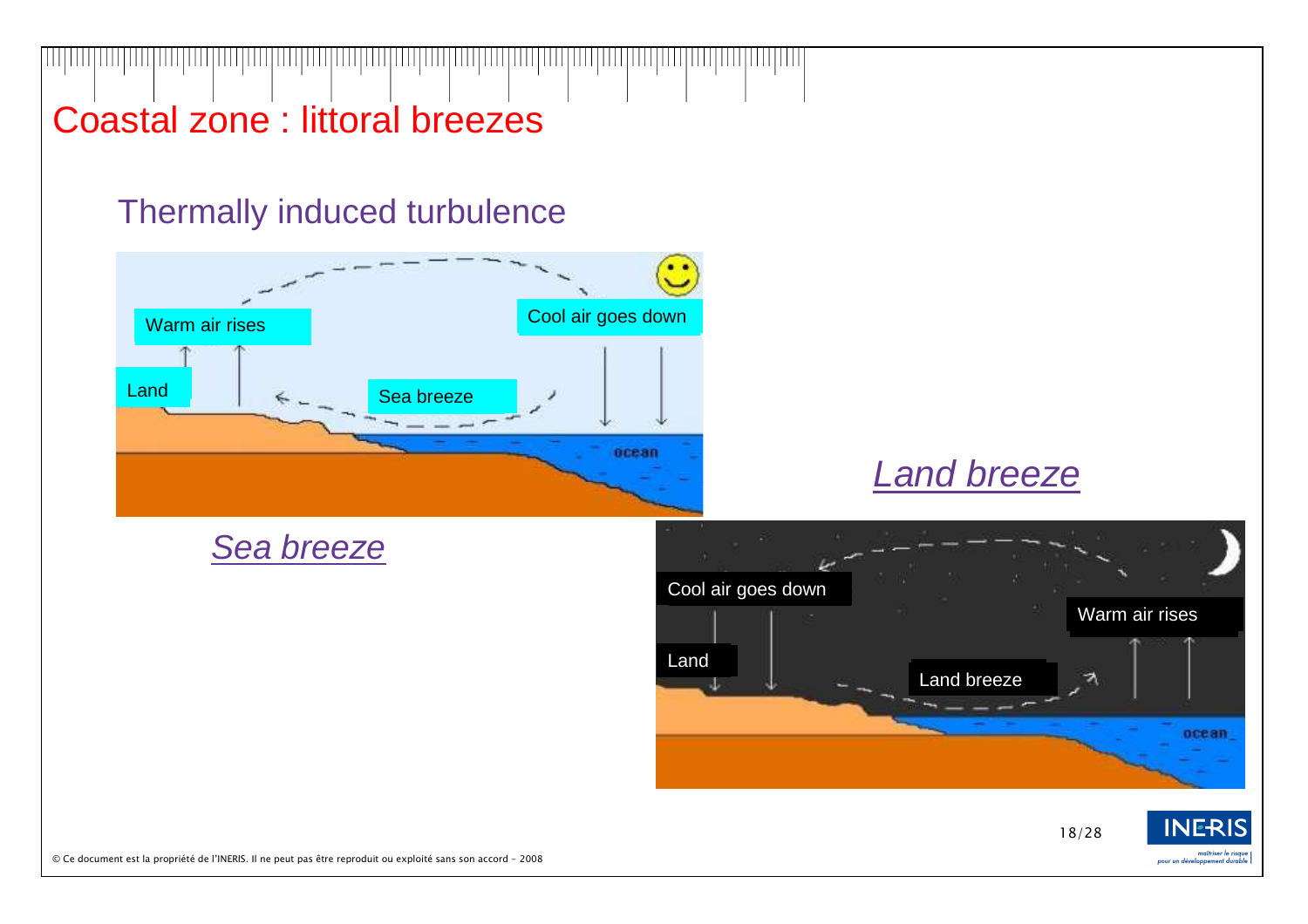# Coastal zone : littoral breezes

## Thermally induced turbulence

Warm air rises

Cool air goes down

Land

Sea breeze

ocean

*Sea breeze*

*Land breeze*

Cool air goes down

Warm air rises

Land

Land breeze

ocean

© Ce document est la propriété de l'INERIS. Il ne peut pas être reproduit ou exploité sans son accord - 2008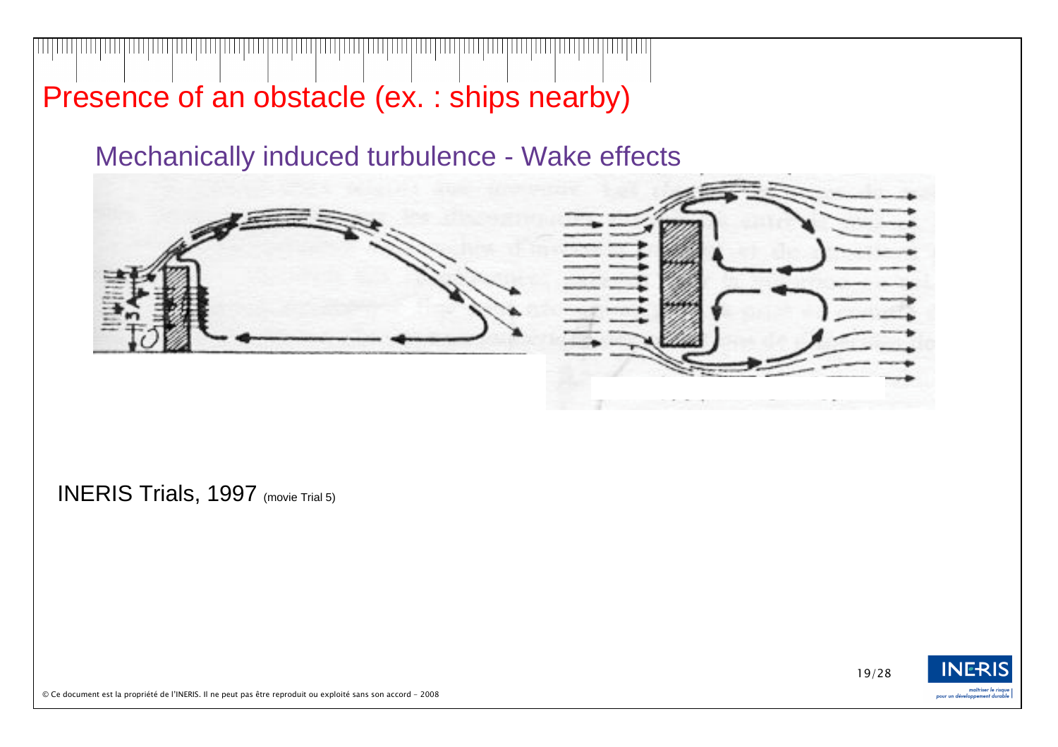# Presence of an obstacle (ex. : ships nearby)

## Mechanically induced turbulence - Wake effects

INERIS Trials, 1997 (movie Trial 5)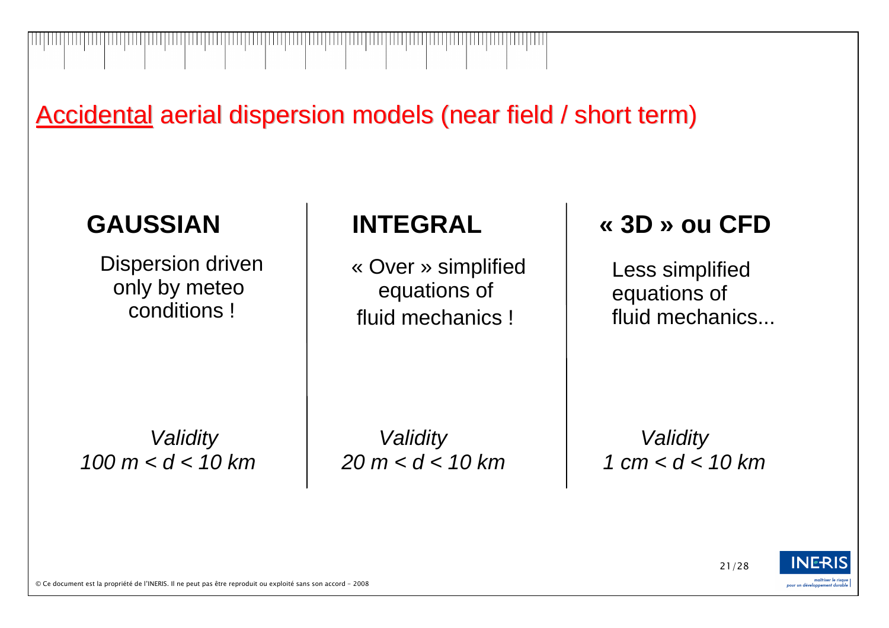# Accidental aerial dispersion models (near field / short term)

| GAUSSIAN | INTEGRAL | « 3D » ou CFD |
| --- | --- | --- |
| Dispersion driven only by meteo conditions ! | « Over » simplified equations of fluid mechanics ! | Less simplified equations of fluid mechanics... |
| *Validity* *100 m < d < 10 km* | *Validity* *20 m < d < 10 km* | *Validity* *1 cm < d < 10 km* |

© Ce document est la propriété de l'INERIS. Il ne peut pas être reproduit ou exploité sans son accord - 2008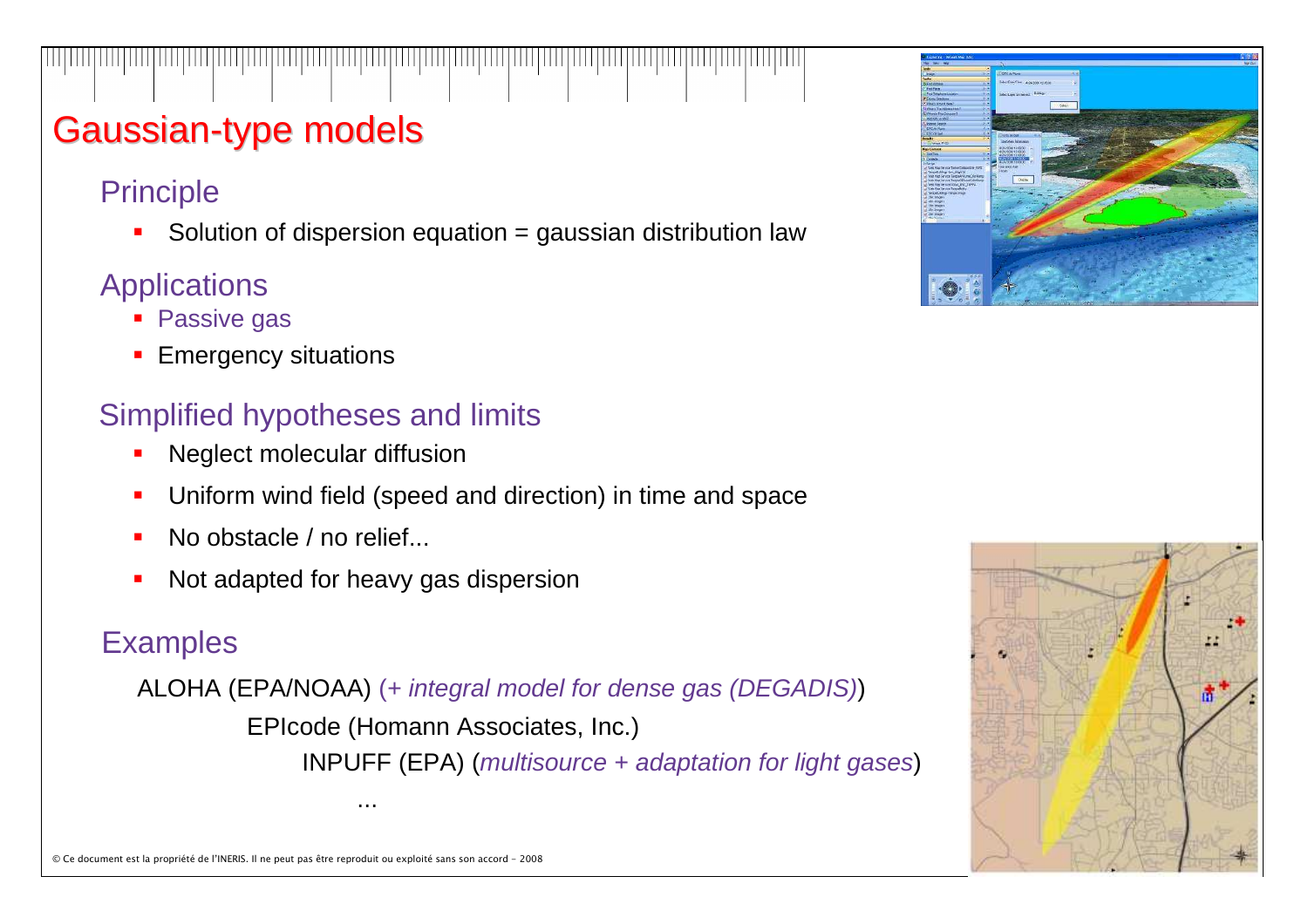# Gaussian-type models

## Principle

- Solution of dispersion equation = gaussian distribution law

## Applications

- Passive gas
- Emergency situations

## Simplified hypotheses and limits

- Neglect molecular diffusion
- Uniform wind field (speed and direction) in time and space
- No obstacle / no relief...
- Not adapted for heavy gas dispersion

## Examples

ALOHA (EPA/NOAA) (+ *integral model for dense gas (DEGADIS)*)

EPIcode (Homann Associates, Inc.)

INPUFF (EPA) (*multisource + adaptation for light gases*)

...

© Ce document est la propriété de l'INERIS. Il ne peut pas être reproduit ou exploité sans son accord - 2008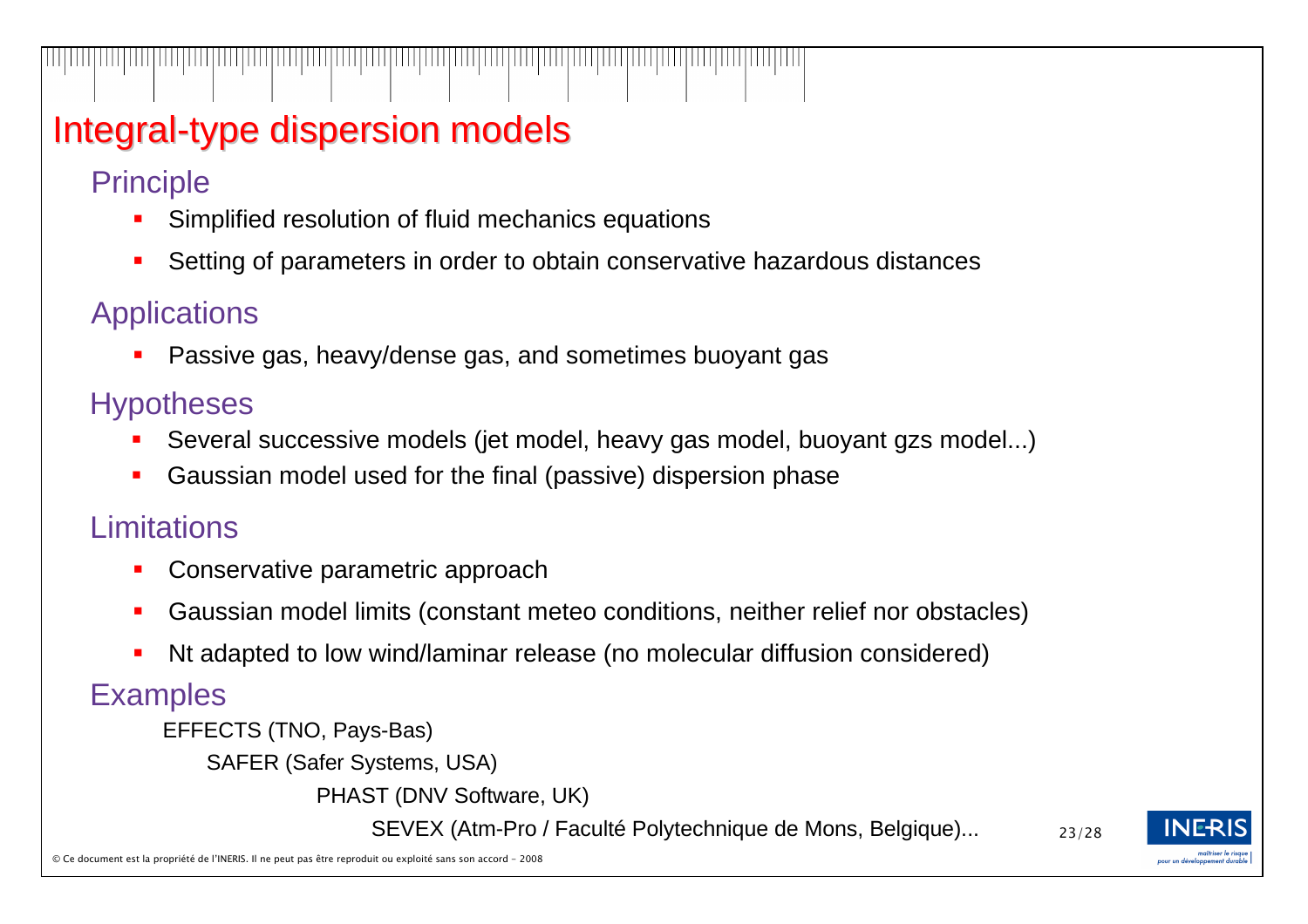# Integral-type dispersion models

## Principle

- Simplified resolution of fluid mechanics equations
- Setting of parameters in order to obtain conservative hazardous distances

## Applications

- Passive gas, heavy/dense gas, and sometimes buoyant gas

## Hypotheses

- Several successive models (jet model, heavy gas model, buoyant gzs model...)
- Gaussian model used for the final (passive) dispersion phase

## Limitations

- Conservative parametric approach
- Gaussian model limits (constant meteo conditions, neither relief nor obstacles)
- Nt adapted to low wind/laminar release (no molecular diffusion considered)

## Examples

EFFECTS (TNO, Pays-Bas)

SAFER (Safer Systems, USA)

PHAST (DNV Software, UK)

SEVEX (Atm-Pro / Faculté Polytechnique de Mons, Belgique)...

© Ce document est la propriété de l'INERIS. Il ne peut pas être reproduit ou exploité sans son accord - 2008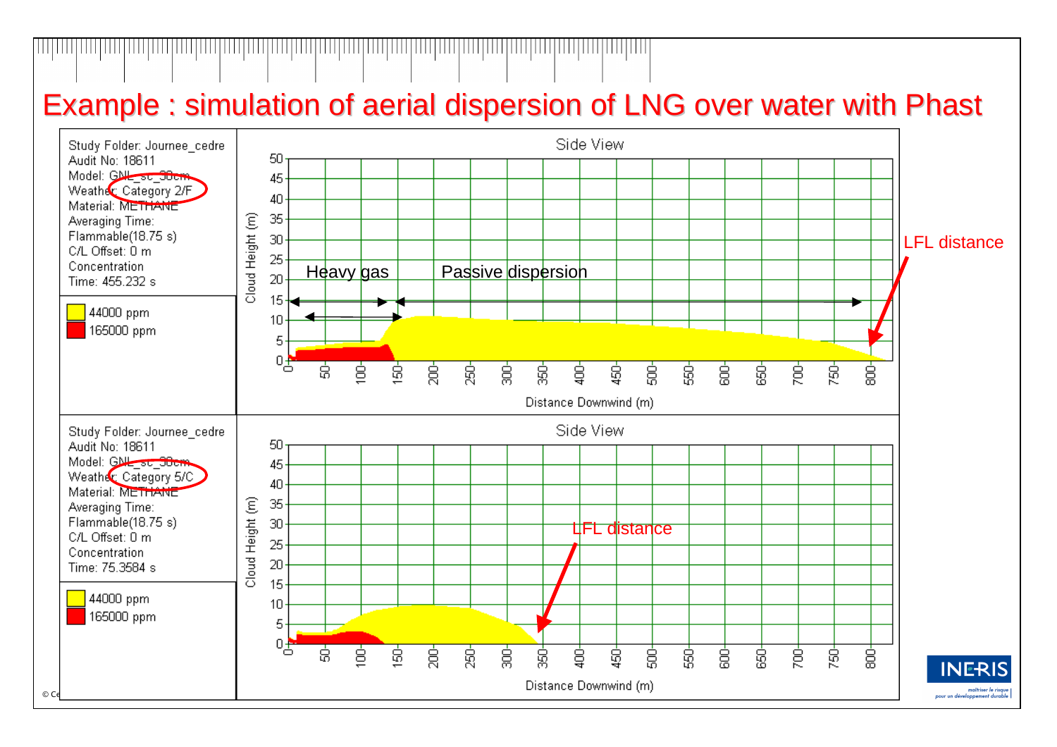# Example : simulation of aerial dispersion of LNG over water with Phast

Study Folder: Journee_cedre
Audit No: 18611
Model: GNL_sc_30cm
Weather: Category 2/F
Material: METHANE
Averaging Time:
Flammable(18.75 s)
C/L Offset: 0 m
Concentration
Time: 455.232 s

44000 ppm
165000 ppm

Side View

Heavy gas — Passive dispersion

LFL distance

Cloud Height (m) / Distance Downwind (m)

Study Folder: Journee_cedre
Audit No: 18611
Model: GNL_sc_30cm
Weather: Category 5/C
Material: METHANE
Averaging Time:
Flammable(18.75 s)
C/L Offset: 0 m
Concentration
Time: 75.3584 s

44000 ppm
165000 ppm

Side View

LFL distance

Cloud Height (m) / Distance Downwind (m)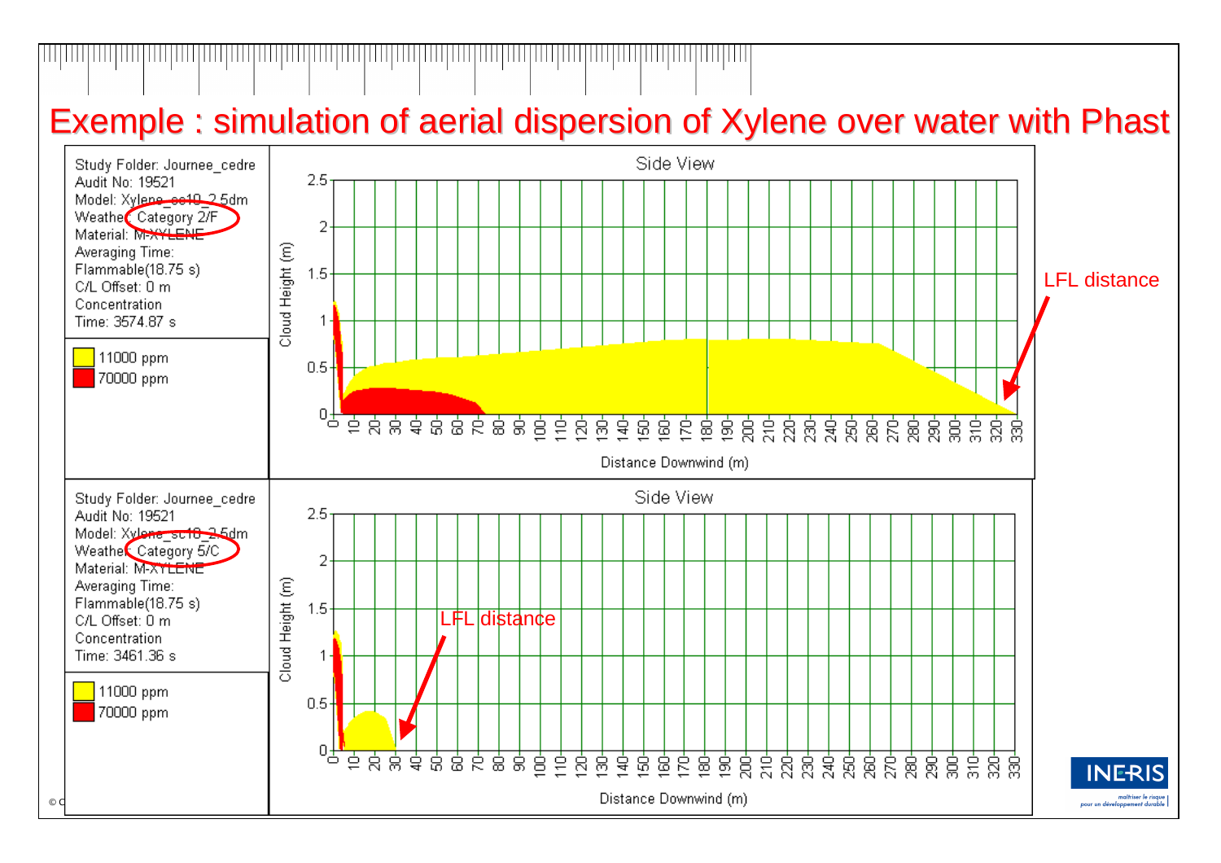# Exemple : simulation of aerial dispersion of Xylene over water with Phast

Study Folder: Journee_cedre
Audit No: 19521
Model: Xylene_sc10_2.5dm
Weather: Category 2/F
Material: M-XYLENE
Averaging Time:
Flammable(18.75 s)
C/L Offset: 0 m
Concentration
Time: 3574.87 s

- 11000 ppm
- 70000 ppm

Side View

Cloud Height (m)

Distance Downwind (m)

LFL distance

Study Folder: Journee_cedre
Audit No: 19521
Model: Xylene_sc10_2.5dm
Weather: Category 5/C
Material: M-XYLENE
Averaging Time:
Flammable(18.75 s)
C/L Offset: 0 m
Concentration
Time: 3461.36 s

- 11000 ppm
- 70000 ppm

Side View

Cloud Height (m)

Distance Downwind (m)

LFL distance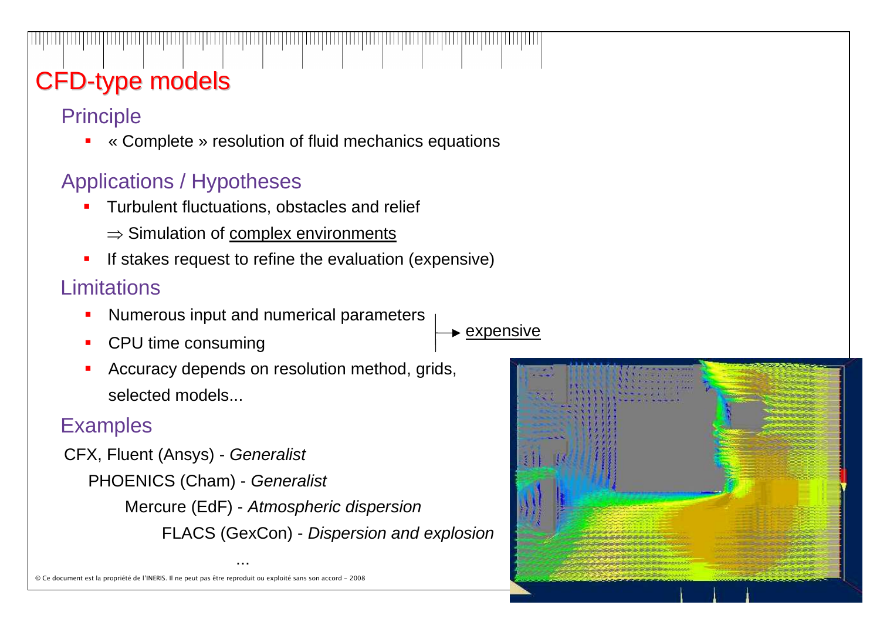# CFD-type models

## Principle

- « Complete » resolution of fluid mechanics equations

## Applications / Hypotheses

- Turbulent fluctuations, obstacles and relief
  - ⇒ Simulation of complex environments
- If stakes request to refine the evaluation (expensive)

## Limitations

- Numerous input and numerical parameters
- CPU time consuming

→ expensive

- Accuracy depends on resolution method, grids, selected models...

## Examples

CFX, Fluent (Ansys) - *Generalist*

PHOENICS (Cham) - *Generalist*

Mercure (EdF) - *Atmospheric dispersion*

FLACS (GexCon) - *Dispersion and explosion*

...

© Ce document est la propriété de l'INERIS. Il ne peut pas être reproduit ou exploité sans son accord - 2008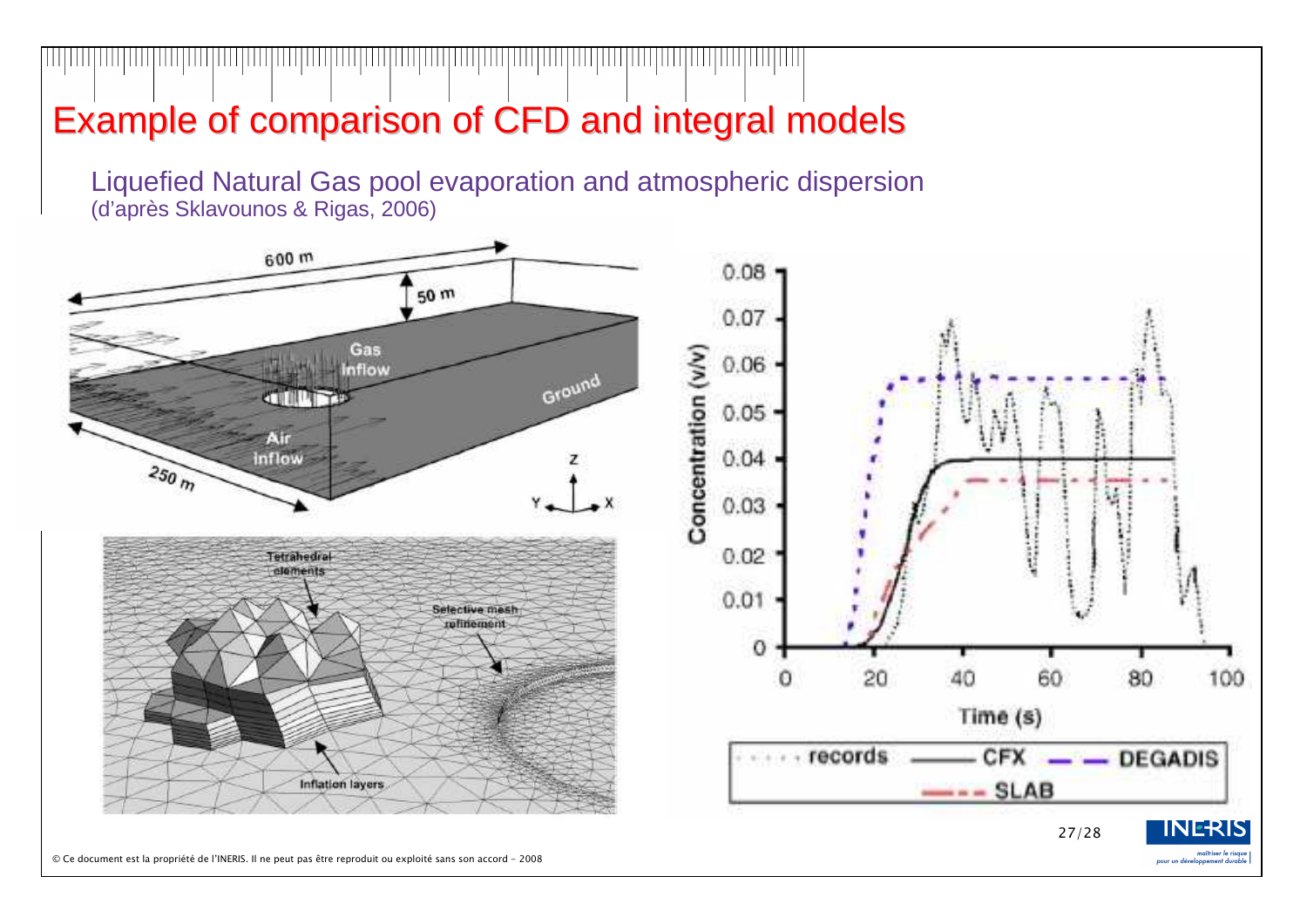# Example of comparison of CFD and integral models

Liquefied Natural Gas pool evaporation and atmospheric dispersion
(d'après Sklavounos & Rigas, 2006)

© Ce document est la propriété de l'INERIS. Il ne peut pas être reproduit ou exploité sans son accord - 2008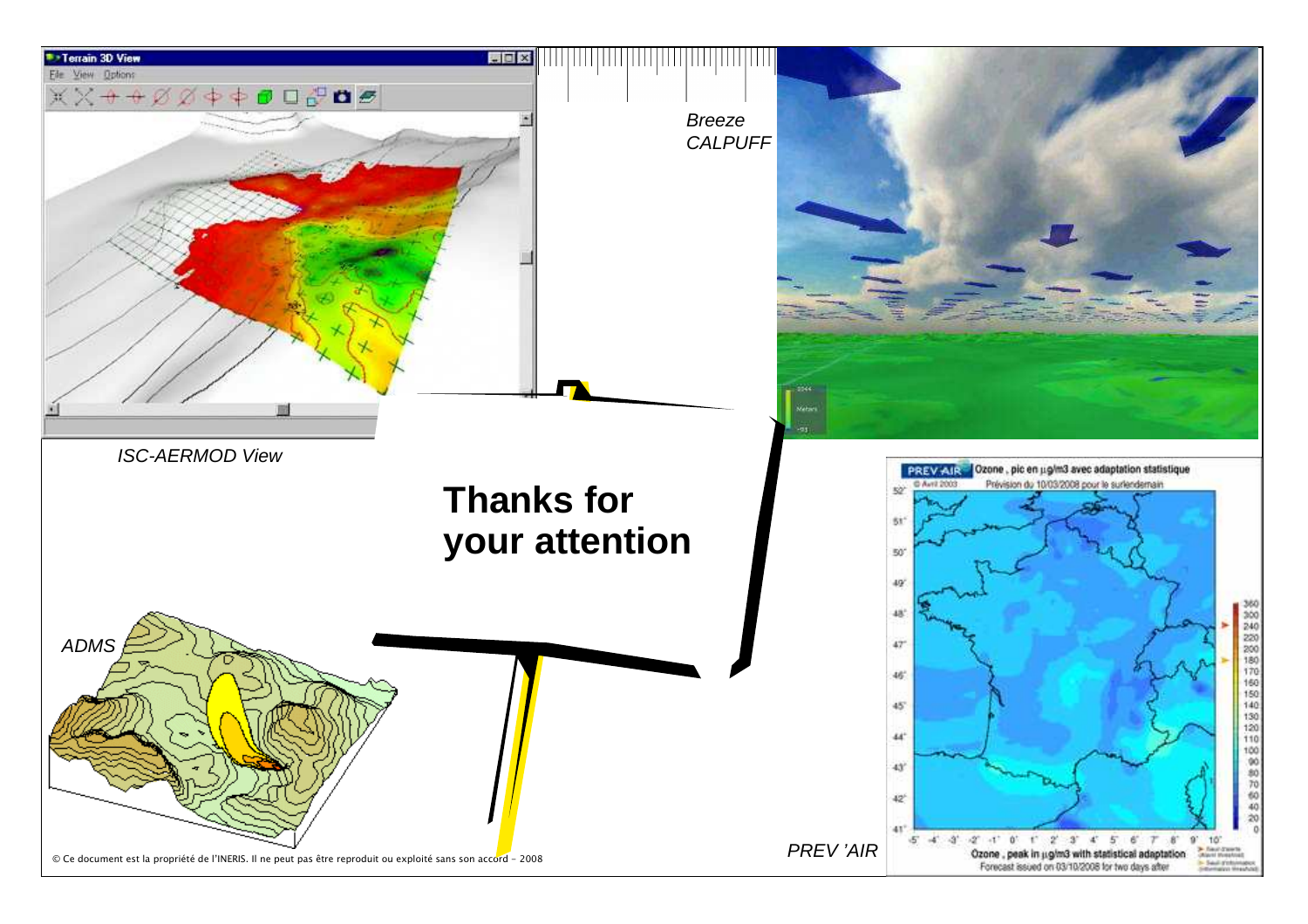## Thanks for your attention

*ISC-AERMOD View*

*Breeze CALPUFF*

*ADMS*

*PREV 'AIR*

© Ce document est la propriété de l'INERIS. Il ne peut pas être reproduit ou exploité sans son accord - 2008